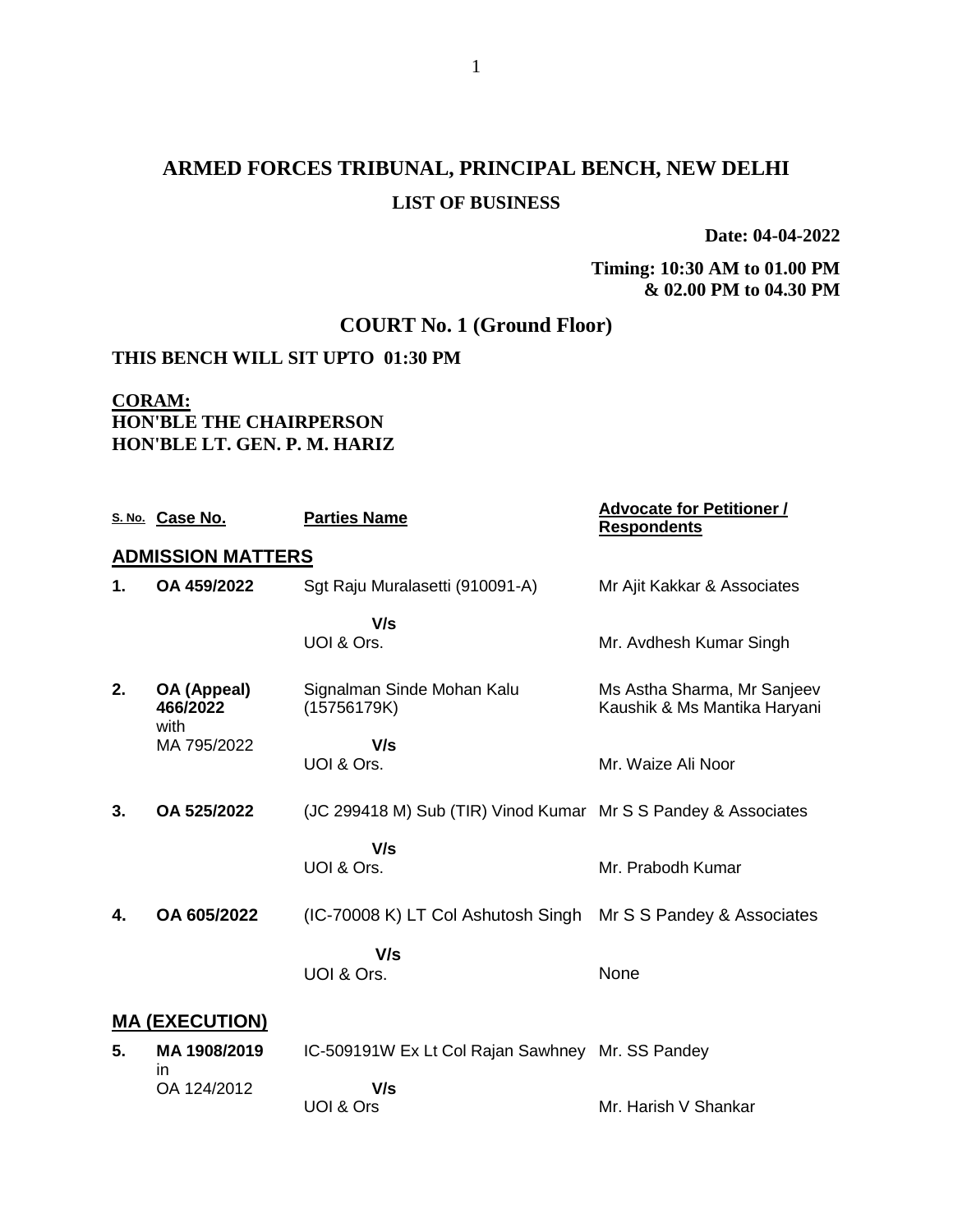# ARMED FORCES TRIBUNAL, PRINCIPAL BENCH, NEW DELHI

## LIST OF BUSINESS

**Date: 04-04-2022**

**Timing: 10:30 AM to 01.00 PM & 02.00 PM to 04.30 PM**

## COURT No. 1 (Ground Floor)

**THIS BENCH WILL SIT UPTO 01:30 PM**

**CORAM:**
**HON'BLE THE CHAIRPERSON**
**HON'BLE LT. GEN. P. M. HARIZ**

| S. No. | Case No. | Parties Name | Advocate for Petitioner / Respondents |
|---|---|---|---|
| **ADMISSION MATTERS** | | | |
| **1.** | **OA 459/2022** | Sgt Raju Muralasetti (910091-A) | Mr Ajit Kakkar & Associates |
| | | **V/s** UOI & Ors. | Mr. Avdhesh Kumar Singh |
| **2.** | **OA (Appeal) 466/2022** with MA 795/2022 | Signalman Sinde Mohan Kalu (15756179K) | Ms Astha Sharma, Mr Sanjeev Kaushik & Ms Mantika Haryani |
| | | **V/s** UOI & Ors. | Mr. Waize Ali Noor |
| **3.** | **OA 525/2022** | (JC 299418 M) Sub (TIR) Vinod Kumar | Mr S S Pandey & Associates |
| | | **V/s** UOI & Ors. | Mr. Prabodh Kumar |
| **4.** | **OA 605/2022** | (IC-70008 K) LT Col Ashutosh Singh | Mr S S Pandey & Associates |
| | | **V/s** UOI & Ors. | None |
| **MA (EXECUTION)** | | | |
| **5.** | **MA 1908/2019** in OA 124/2012 | IC-509191W Ex Lt Col Rajan Sawhney | Mr. SS Pandey |
| | | **V/s** UOI & Ors | Mr. Harish V Shankar |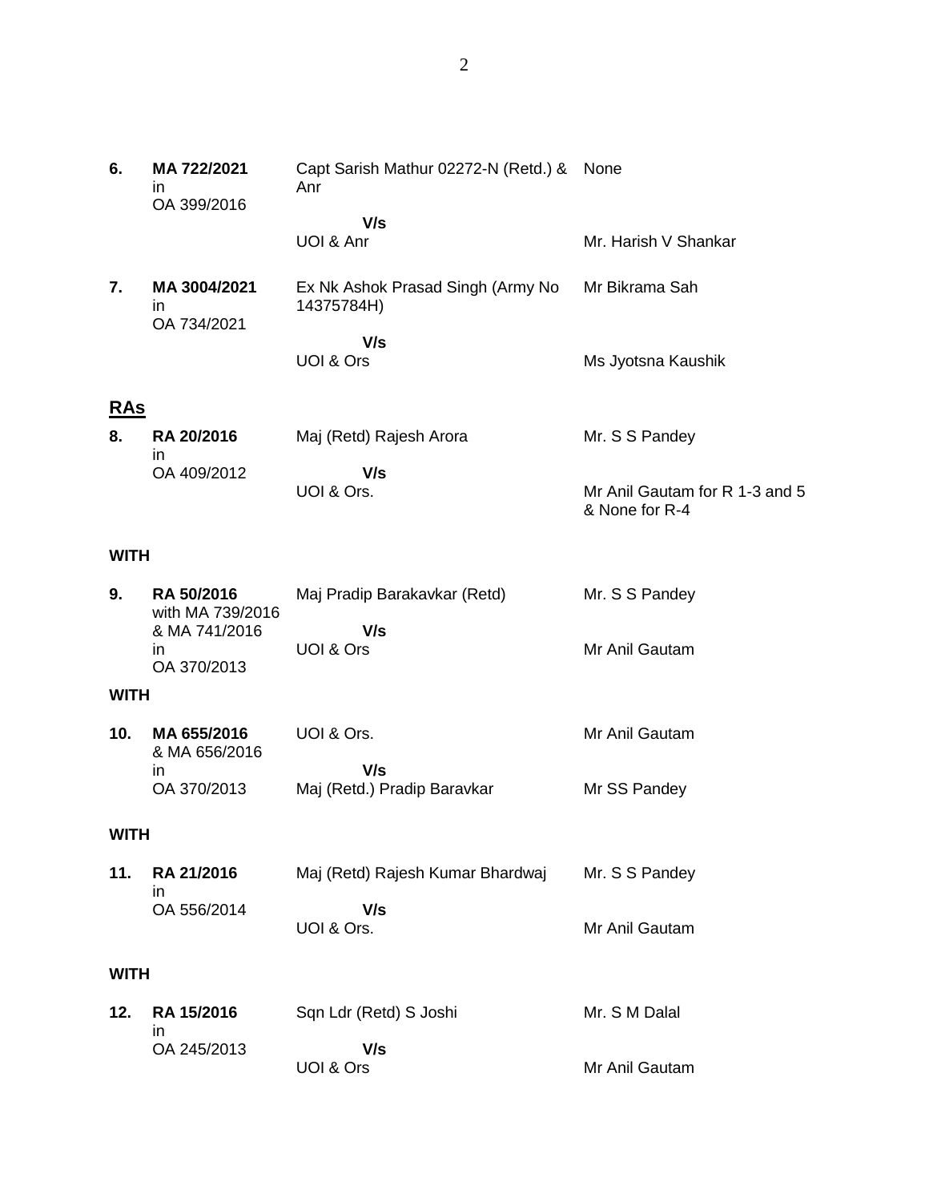| | | | |
|---|---|---|---|
| **6.** | **MA 722/2021** in OA 399/2016 | Capt Sarish Mathur 02272-N (Retd.) & Anr | None |
| | | **V/s** | |
| | | UOI & Anr | Mr. Harish V Shankar |
| **7.** | **MA 3004/2021** in OA 734/2021 | Ex Nk Ashok Prasad Singh (Army No 14375784H) | Mr Bikrama Sah |
| | | **V/s** | |
| | | UOI & Ors | Ms Jyotsna Kaushik |

## RAs

| | | | |
|---|---|---|---|
| **8.** | **RA 20/2016** in OA 409/2012 | Maj (Retd) Rajesh Arora | Mr. S S Pandey |
| | | **V/s** | |
| | | UOI & Ors. | Mr Anil Gautam for R 1-3 and 5 & None for R-4 |

**WITH**

| | | | |
|---|---|---|---|
| **9.** | **RA 50/2016** with MA 739/2016 & MA 741/2016 in OA 370/2013 | Maj Pradip Barakavkar (Retd) | Mr. S S Pandey |
| | | **V/s** | |
| | | UOI & Ors | Mr Anil Gautam |

**WITH**

| | | | |
|---|---|---|---|
| **10.** | **MA 655/2016** & MA 656/2016 in OA 370/2013 | UOI & Ors. | Mr Anil Gautam |
| | | **V/s** | |
| | | Maj (Retd.) Pradip Baravkar | Mr SS Pandey |

**WITH**

| | | | |
|---|---|---|---|
| **11.** | **RA 21/2016** in OA 556/2014 | Maj (Retd) Rajesh Kumar Bhardwaj | Mr. S S Pandey |
| | | **V/s** | |
| | | UOI & Ors. | Mr Anil Gautam |

**WITH**

| | | | |
|---|---|---|---|
| **12.** | **RA 15/2016** in OA 245/2013 | Sqn Ldr (Retd) S Joshi | Mr. S M Dalal |
| | | **V/s** | |
| | | UOI & Ors | Mr Anil Gautam |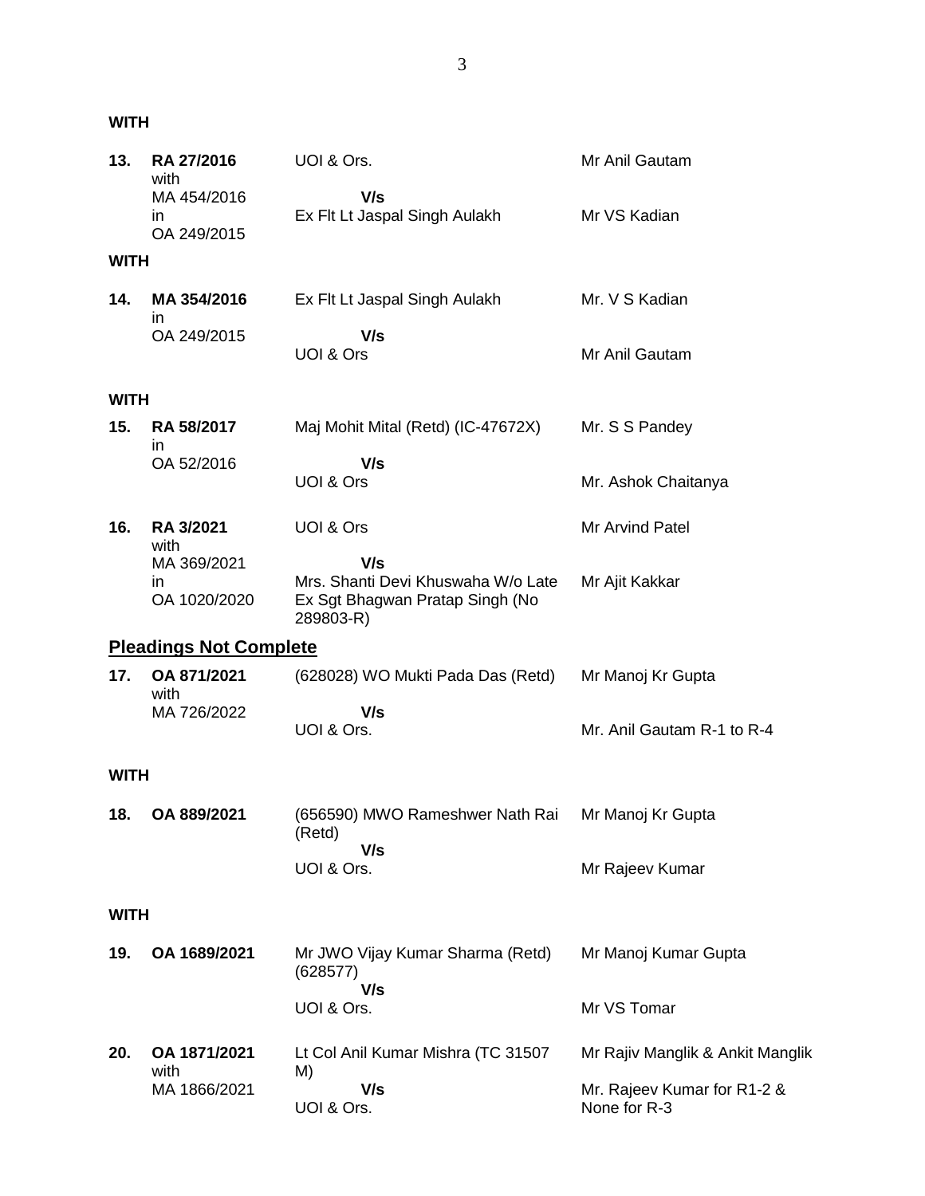**WITH**

| | | | |
|---|---|---|---|
| **13.** | **RA 27/2016** with MA 454/2016 in OA 249/2015 | UOI & Ors. **V/s** Ex Flt Lt Jaspal Singh Aulakh | Mr Anil Gautam<br>Mr VS Kadian |

**WITH**

| | | | |
|---|---|---|---|
| **14.** | **MA 354/2016** in OA 249/2015 | Ex Flt Lt Jaspal Singh Aulakh **V/s** UOI & Ors | Mr. V S Kadian<br>Mr Anil Gautam |

**WITH**

| | | | |
|---|---|---|---|
| **15.** | **RA 58/2017** in OA 52/2016 | Maj Mohit Mital (Retd) (IC-47672X) **V/s** UOI & Ors | Mr. S S Pandey<br>Mr. Ashok Chaitanya |
| **16.** | **RA 3/2021** with MA 369/2021 in OA 1020/2020 | UOI & Ors **V/s** Mrs. Shanti Devi Khuswaha W/o Late Ex Sgt Bhagwan Pratap Singh (No 289803-R) | Mr Arvind Patel<br>Mr Ajit Kakkar |

## Pleadings Not Complete

| | | | |
|---|---|---|---|
| **17.** | **OA 871/2021** with MA 726/2022 | (628028) WO Mukti Pada Das (Retd) **V/s** UOI & Ors. | Mr Manoj Kr Gupta<br>Mr. Anil Gautam R-1 to R-4 |

**WITH**

| | | | |
|---|---|---|---|
| **18.** | **OA 889/2021** | (656590) MWO Rameshwer Nath Rai (Retd) **V/s** UOI & Ors. | Mr Manoj Kr Gupta<br>Mr Rajeev Kumar |

**WITH**

| | | | |
|---|---|---|---|
| **19.** | **OA 1689/2021** | Mr JWO Vijay Kumar Sharma (Retd) (628577) **V/s** UOI & Ors. | Mr Manoj Kumar Gupta<br>Mr VS Tomar |
| **20.** | **OA 1871/2021** with MA 1866/2021 | Lt Col Anil Kumar Mishra (TC 31507 M) **V/s** UOI & Ors. | Mr Rajiv Manglik & Ankit Manglik<br>Mr. Rajeev Kumar for R1-2 & None for R-3 |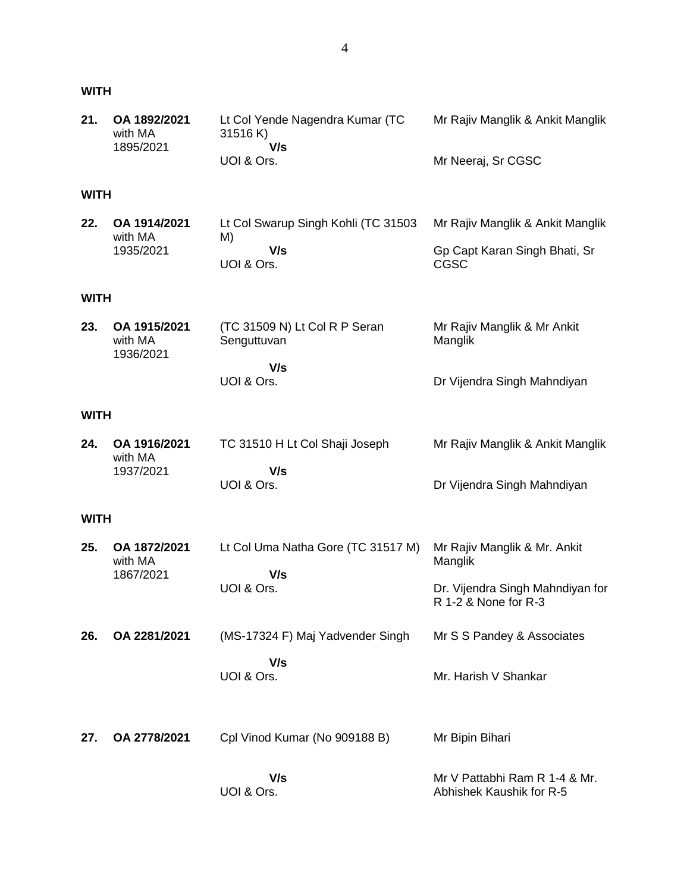**WITH**

| | | | |
|---|---|---|---|
| **21.** | **OA 1892/2021** with MA 1895/2021 | Lt Col Yende Nagendra Kumar (TC 31516 K)<br>**V/s**<br>UOI & Ors. | Mr Rajiv Manglik & Ankit Manglik<br><br>Mr Neeraj, Sr CGSC |

**WITH**

| | | | |
|---|---|---|---|
| **22.** | **OA 1914/2021** with MA 1935/2021 | Lt Col Swarup Singh Kohli (TC 31503 M)<br>**V/s**<br>UOI & Ors. | Mr Rajiv Manglik & Ankit Manglik<br><br>Gp Capt Karan Singh Bhati, Sr CGSC |

**WITH**

| | | | |
|---|---|---|---|
| **23.** | **OA 1915/2021** with MA 1936/2021 | (TC 31509 N) Lt Col R P Seran Senguttuvan<br>**V/s**<br>UOI & Ors. | Mr Rajiv Manglik & Mr Ankit Manglik<br><br>Dr Vijendra Singh Mahndiyan |

**WITH**

| | | | |
|---|---|---|---|
| **24.** | **OA 1916/2021** with MA 1937/2021 | TC 31510 H Lt Col Shaji Joseph<br>**V/s**<br>UOI & Ors. | Mr Rajiv Manglik & Ankit Manglik<br><br>Dr Vijendra Singh Mahndiyan |

**WITH**

| | | | |
|---|---|---|---|
| **25.** | **OA 1872/2021** with MA 1867/2021 | Lt Col Uma Natha Gore (TC 31517 M)<br>**V/s**<br>UOI & Ors. | Mr Rajiv Manglik & Mr. Ankit Manglik<br><br>Dr. Vijendra Singh Mahndiyan for R 1-2 & None for R-3 |
| **26.** | **OA 2281/2021** | (MS-17324 F) Maj Yadvender Singh<br>**V/s**<br>UOI & Ors. | Mr S S Pandey & Associates<br><br>Mr. Harish V Shankar |
| **27.** | **OA 2778/2021** | Cpl Vinod Kumar (No 909188 B)<br>**V/s**<br>UOI & Ors. | Mr Bipin Bihari<br><br>Mr V Pattabhi Ram R 1-4 & Mr. Abhishek Kaushik for R-5 |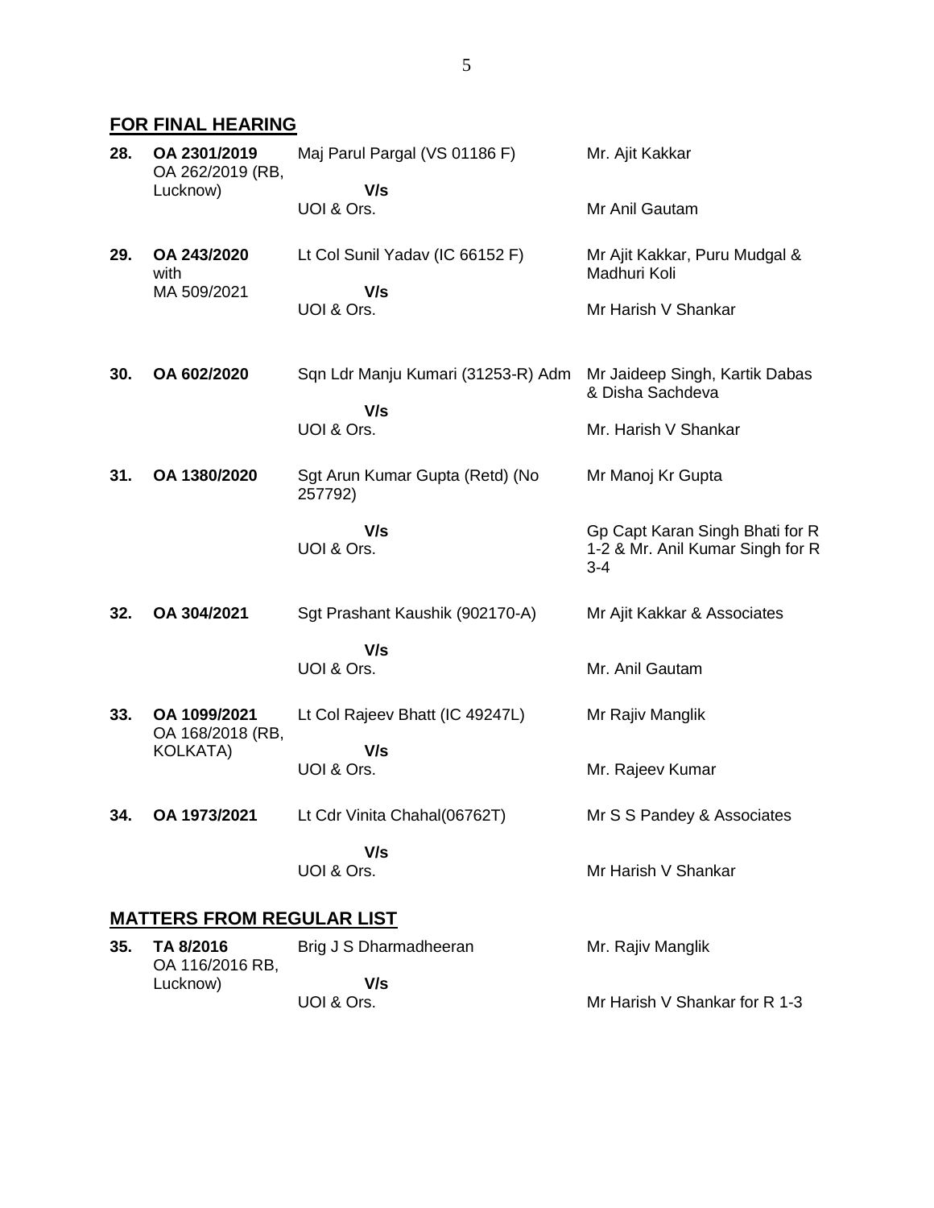## FOR FINAL HEARING

| No. | Case No. | Parties | Counsel |
|---|---|---|---|
| **28.** | **OA 2301/2019** OA 262/2019 (RB, Lucknow) | Maj Parul Pargal (VS 01186 F) **V/s** UOI & Ors. | Mr. Ajit Kakkar<br>Mr Anil Gautam |
| **29.** | **OA 243/2020** with MA 509/2021 | Lt Col Sunil Yadav (IC 66152 F) **V/s** UOI & Ors. | Mr Ajit Kakkar, Puru Mudgal & Madhuri Koli<br>Mr Harish V Shankar |
| **30.** | **OA 602/2020** | Sqn Ldr Manju Kumari (31253-R) Adm **V/s** UOI & Ors. | Mr Jaideep Singh, Kartik Dabas & Disha Sachdeva<br>Mr. Harish V Shankar |
| **31.** | **OA 1380/2020** | Sgt Arun Kumar Gupta (Retd) (No 257792) **V/s** UOI & Ors. | Mr Manoj Kr Gupta<br>Gp Capt Karan Singh Bhati for R 1-2 & Mr. Anil Kumar Singh for R 3-4 |
| **32.** | **OA 304/2021** | Sgt Prashant Kaushik (902170-A) **V/s** UOI & Ors. | Mr Ajit Kakkar & Associates<br>Mr. Anil Gautam |
| **33.** | **OA 1099/2021** OA 168/2018 (RB, KOLKATA) | Lt Col Rajeev Bhatt (IC 49247L) **V/s** UOI & Ors. | Mr Rajiv Manglik<br>Mr. Rajeev Kumar |
| **34.** | **OA 1973/2021** | Lt Cdr Vinita Chahal(06762T) **V/s** UOI & Ors. | Mr S S Pandey & Associates<br>Mr Harish V Shankar |

## MATTERS FROM REGULAR LIST

| No. | Case No. | Parties | Counsel |
|---|---|---|---|
| **35.** | **TA 8/2016** OA 116/2016 RB, Lucknow) | Brig J S Dharmadheeran **V/s** UOI & Ors. | Mr. Rajiv Manglik<br>Mr Harish V Shankar for R 1-3 |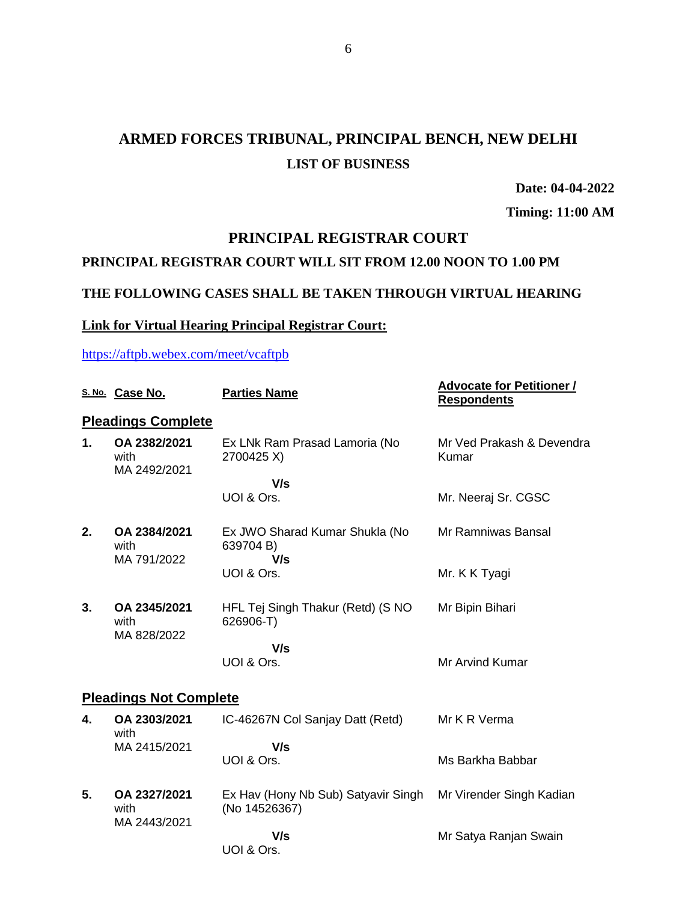# ARMED FORCES TRIBUNAL, PRINCIPAL BENCH, NEW DELHI

## LIST OF BUSINESS

**Date: 04-04-2022**

**Timing: 11:00 AM**

## PRINCIPAL REGISTRAR COURT

**PRINCIPAL REGISTRAR COURT WILL SIT FROM 12.00 NOON TO 1.00 PM**

**THE FOLLOWING CASES SHALL BE TAKEN THROUGH VIRTUAL HEARING**

**Link for Virtual Hearing Principal Registrar Court:**

https://aftpb.webex.com/meet/vcaftpb

| S. No. | Case No. | Parties Name | Advocate for Petitioner / Respondents |
|---|---|---|---|
| **Pleadings Complete** | | | |
| **1.** | **OA 2382/2021** with MA 2492/2021 | Ex LNk Ram Prasad Lamoria (No 2700425 X)<br>**V/s**<br>UOI & Ors. | Mr Ved Prakash & Devendra Kumar<br><br>Mr. Neeraj Sr. CGSC |
| **2.** | **OA 2384/2021** with MA 791/2022 | Ex JWO Sharad Kumar Shukla (No 639704 B)<br>**V/s**<br>UOI & Ors. | Mr Ramniwas Bansal<br><br>Mr. K K Tyagi |
| **3.** | **OA 2345/2021** with MA 828/2022 | HFL Tej Singh Thakur (Retd) (S NO 626906-T)<br>**V/s**<br>UOI & Ors. | Mr Bipin Bihari<br><br>Mr Arvind Kumar |
| **Pleadings Not Complete** | | | |
| **4.** | **OA 2303/2021** with MA 2415/2021 | IC-46267N Col Sanjay Datt (Retd)<br>**V/s**<br>UOI & Ors. | Mr K R Verma<br><br>Ms Barkha Babbar |
| **5.** | **OA 2327/2021** with MA 2443/2021 | Ex Hav (Hony Nb Sub) Satyavir Singh (No 14526367)<br>**V/s**<br>UOI & Ors. | Mr Virender Singh Kadian<br><br>Mr Satya Ranjan Swain |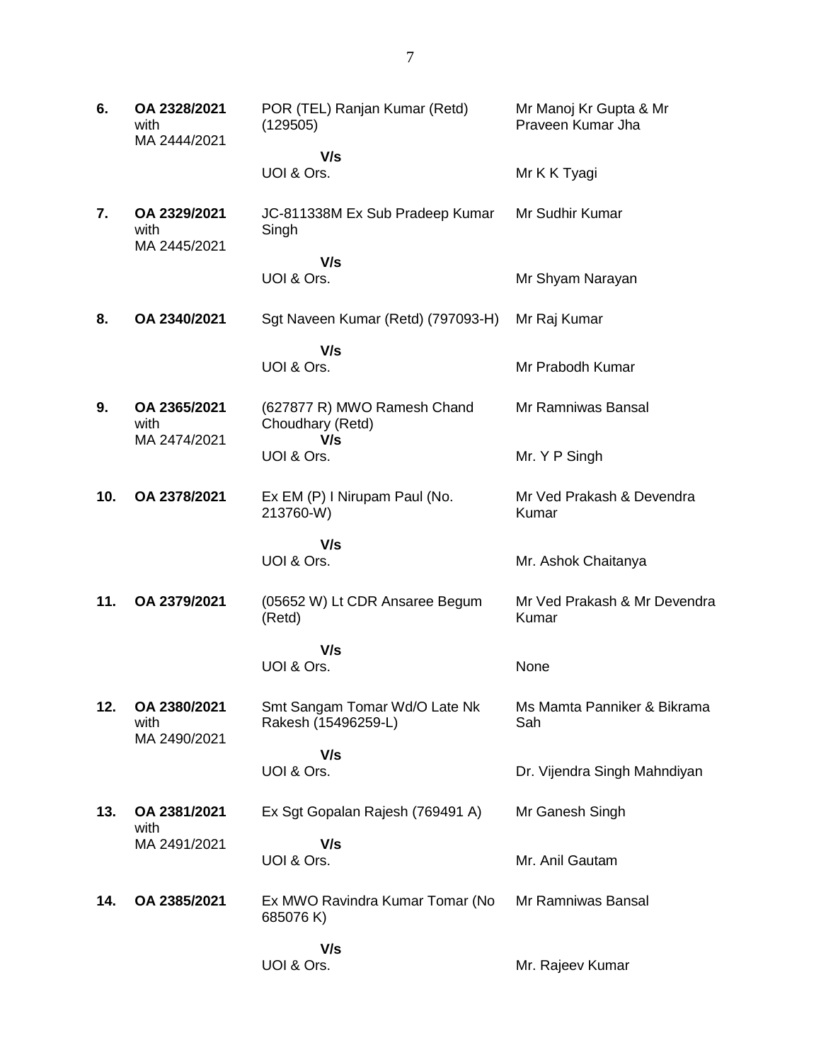| | | | |
|---|---|---|---|
| **6.** | **OA 2328/2021** with MA 2444/2021 | POR (TEL) Ranjan Kumar (Retd) (129505)<br>**V/s**<br>UOI & Ors. | Mr Manoj Kr Gupta & Mr Praveen Kumar Jha<br><br>Mr K K Tyagi |
| **7.** | **OA 2329/2021** with MA 2445/2021 | JC-811338M Ex Sub Pradeep Kumar Singh<br>**V/s**<br>UOI & Ors. | Mr Sudhir Kumar<br><br>Mr Shyam Narayan |
| **8.** | **OA 2340/2021** | Sgt Naveen Kumar (Retd) (797093-H)<br>**V/s**<br>UOI & Ors. | Mr Raj Kumar<br><br>Mr Prabodh Kumar |
| **9.** | **OA 2365/2021** with MA 2474/2021 | (627877 R) MWO Ramesh Chand Choudhary (Retd)<br>**V/s**<br>UOI & Ors. | Mr Ramniwas Bansal<br><br>Mr. Y P Singh |
| **10.** | **OA 2378/2021** | Ex EM (P) I Nirupam Paul (No. 213760-W)<br>**V/s**<br>UOI & Ors. | Mr Ved Prakash & Devendra Kumar<br><br>Mr. Ashok Chaitanya |
| **11.** | **OA 2379/2021** | (05652 W) Lt CDR Ansaree Begum (Retd)<br>**V/s**<br>UOI & Ors. | Mr Ved Prakash & Mr Devendra Kumar<br><br>None |
| **12.** | **OA 2380/2021** with MA 2490/2021 | Smt Sangam Tomar Wd/O Late Nk Rakesh (15496259-L)<br>**V/s**<br>UOI & Ors. | Ms Mamta Panniker & Bikrama Sah<br><br>Dr. Vijendra Singh Mahndiyan |
| **13.** | **OA 2381/2021** with MA 2491/2021 | Ex Sgt Gopalan Rajesh (769491 A)<br>**V/s**<br>UOI & Ors. | Mr Ganesh Singh<br><br>Mr. Anil Gautam |
| **14.** | **OA 2385/2021** | Ex MWO Ravindra Kumar Tomar (No 685076 K)<br>**V/s**<br>UOI & Ors. | Mr Ramniwas Bansal<br><br>Mr. Rajeev Kumar |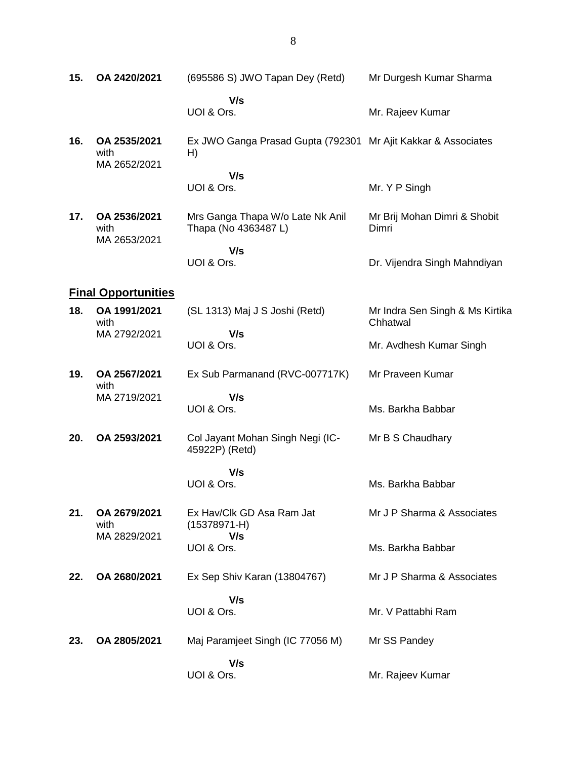| | | | |
|---|---|---|---|
| **15.** | **OA 2420/2021** | (695586 S) JWO Tapan Dey (Retd) | Mr Durgesh Kumar Sharma |
| | | **V/s** | |
| | | UOI & Ors. | Mr. Rajeev Kumar |
| **16.** | **OA 2535/2021** with MA 2652/2021 | Ex JWO Ganga Prasad Gupta (792301 H) | Mr Ajit Kakkar & Associates |
| | | **V/s** | |
| | | UOI & Ors. | Mr. Y P Singh |
| **17.** | **OA 2536/2021** with MA 2653/2021 | Mrs Ganga Thapa W/o Late Nk Anil Thapa (No 4363487 L) | Mr Brij Mohan Dimri & Shobit Dimri |
| | | **V/s** | |
| | | UOI & Ors. | Dr. Vijendra Singh Mahndiyan |

## **Final Opportunities**

| | | | |
|---|---|---|---|
| **18.** | **OA 1991/2021** with MA 2792/2021 | (SL 1313) Maj J S Joshi (Retd) | Mr Indra Sen Singh & Ms Kirtika Chhatwal |
| | | **V/s** | |
| | | UOI & Ors. | Mr. Avdhesh Kumar Singh |
| **19.** | **OA 2567/2021** with MA 2719/2021 | Ex Sub Parmanand (RVC-007717K) | Mr Praveen Kumar |
| | | **V/s** | |
| | | UOI & Ors. | Ms. Barkha Babbar |
| **20.** | **OA 2593/2021** | Col Jayant Mohan Singh Negi (IC-45922P) (Retd) | Mr B S Chaudhary |
| | | **V/s** | |
| | | UOI & Ors. | Ms. Barkha Babbar |
| **21.** | **OA 2679/2021** with MA 2829/2021 | Ex Hav/Clk GD Asa Ram Jat (15378971-H) | Mr J P Sharma & Associates |
| | | **V/s** | |
| | | UOI & Ors. | Ms. Barkha Babbar |
| **22.** | **OA 2680/2021** | Ex Sep Shiv Karan (13804767) | Mr J P Sharma & Associates |
| | | **V/s** | |
| | | UOI & Ors. | Mr. V Pattabhi Ram |
| **23.** | **OA 2805/2021** | Maj Paramjeet Singh (IC 77056 M) | Mr SS Pandey |
| | | **V/s** | |
| | | UOI & Ors. | Mr. Rajeev Kumar |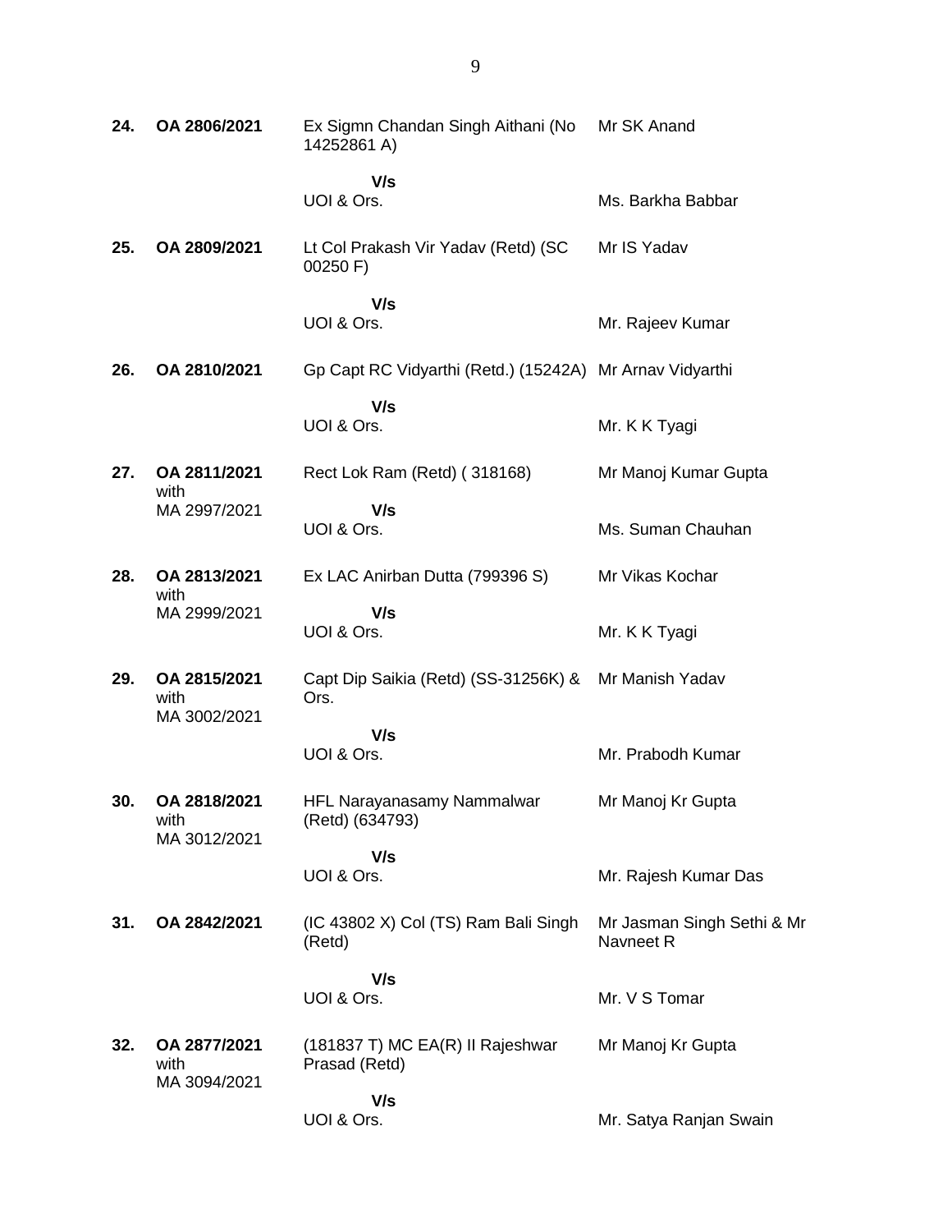| | | | |
|---|---|---|---|
| **24.** | **OA 2806/2021** | Ex Sigmn Chandan Singh Aithani (No 14252861 A)<br><br>**V/s**<br>UOI & Ors. | Mr SK Anand<br><br><br>Ms. Barkha Babbar |
| **25.** | **OA 2809/2021** | Lt Col Prakash Vir Yadav (Retd) (SC 00250 F)<br><br>**V/s**<br>UOI & Ors. | Mr IS Yadav<br><br><br>Mr. Rajeev Kumar |
| **26.** | **OA 2810/2021** | Gp Capt RC Vidyarthi (Retd.) (15242A)<br><br>**V/s**<br>UOI & Ors. | Mr Arnav Vidyarthi<br><br><br>Mr. K K Tyagi |
| **27.** | **OA 2811/2021** with MA 2997/2021 | Rect Lok Ram (Retd) ( 318168)<br><br>**V/s**<br>UOI & Ors. | Mr Manoj Kumar Gupta<br><br><br>Ms. Suman Chauhan |
| **28.** | **OA 2813/2021** with MA 2999/2021 | Ex LAC Anirban Dutta (799396 S)<br><br>**V/s**<br>UOI & Ors. | Mr Vikas Kochar<br><br><br>Mr. K K Tyagi |
| **29.** | **OA 2815/2021** with MA 3002/2021 | Capt Dip Saikia (Retd) (SS-31256K) & Ors.<br><br>**V/s**<br>UOI & Ors. | Mr Manish Yadav<br><br><br>Mr. Prabodh Kumar |
| **30.** | **OA 2818/2021** with MA 3012/2021 | HFL Narayanasamy Nammalwar (Retd) (634793)<br><br>**V/s**<br>UOI & Ors. | Mr Manoj Kr Gupta<br><br><br>Mr. Rajesh Kumar Das |
| **31.** | **OA 2842/2021** | (IC 43802 X) Col (TS) Ram Bali Singh (Retd)<br><br>**V/s**<br>UOI & Ors. | Mr Jasman Singh Sethi & Mr Navneet R<br><br><br>Mr. V S Tomar |
| **32.** | **OA 2877/2021** with MA 3094/2021 | (181837 T) MC EA(R) II Rajeshwar Prasad (Retd)<br><br>**V/s**<br>UOI & Ors. | Mr Manoj Kr Gupta<br><br><br>Mr. Satya Ranjan Swain |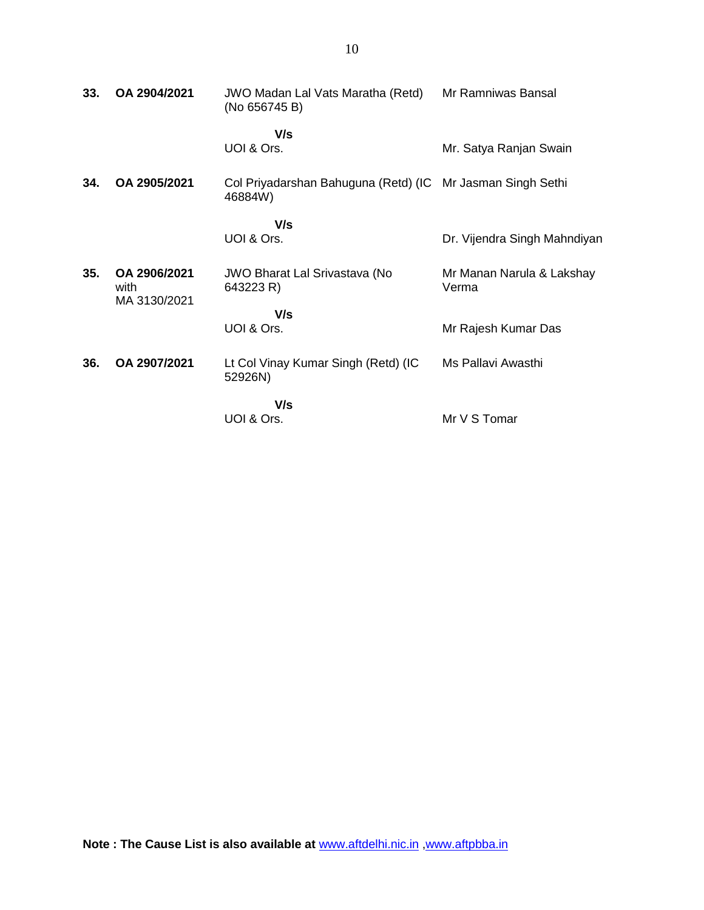| | | | |
|---|---|---|---|
| **33.** | **OA 2904/2021** | JWO Madan Lal Vats Maratha (Retd) (No 656745 B)<br><br>**V/s**<br>UOI & Ors. | Mr Ramniwas Bansal<br><br><br>Mr. Satya Ranjan Swain |
| **34.** | **OA 2905/2021** | Col Priyadarshan Bahuguna (Retd) (IC 46884W)<br><br>**V/s**<br>UOI & Ors. | Mr Jasman Singh Sethi<br><br><br>Dr. Vijendra Singh Mahndiyan |
| **35.** | **OA 2906/2021** with MA 3130/2021 | JWO Bharat Lal Srivastava (No 643223 R)<br><br>**V/s**<br>UOI & Ors. | Mr Manan Narula & Lakshay Verma<br><br><br>Mr Rajesh Kumar Das |
| **36.** | **OA 2907/2021** | Lt Col Vinay Kumar Singh (Retd) (IC 52926N)<br><br>**V/s**<br>UOI & Ors. | Ms Pallavi Awasthi<br><br><br>Mr V S Tomar |

**Note : The Cause List is also available at** www.aftdelhi.nic.in ,www.aftpbba.in